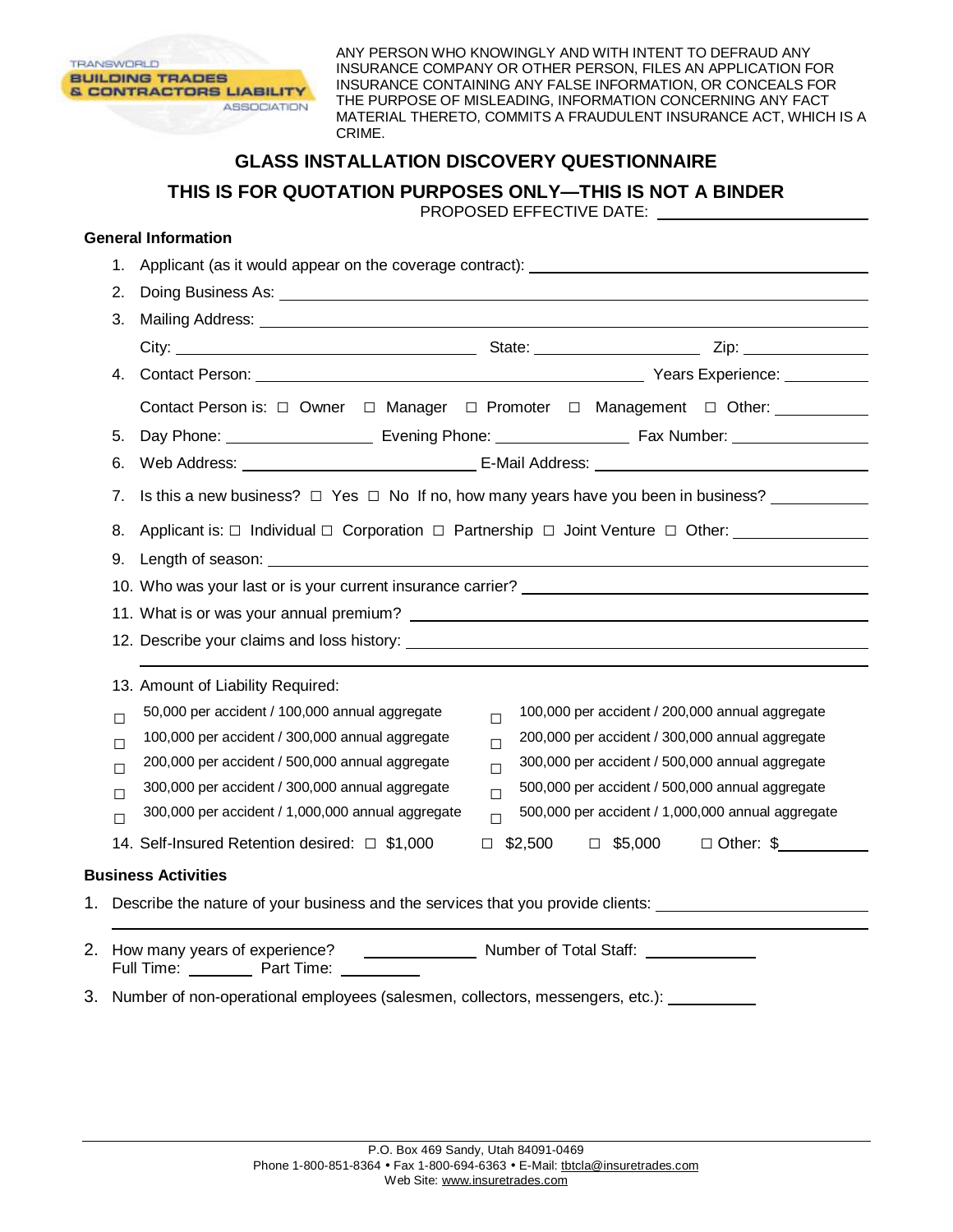TRANSWORLD BUILDING TRADES & CONTRACTORS LIABILITY ASSOCIATION

ANY PERSON WHO KNOWINGLY AND WITH INTENT TO DEFRAUD ANY INSURANCE COMPANY OR OTHER PERSON, FILES AN APPLICATION FOR INSURANCE CONTAINING ANY FALSE INFORMATION, OR CONCEALS FOR THE PURPOSE OF MISLEADING, INFORMATION CONCERNING ANY FACT MATERIAL THERETO, COMMITS A FRAUDULENT INSURANCE ACT, WHICH IS A CRIME.

# GLASS INSTALLATION DISCOVERY QUESTIONNAIRE

## THIS IS FOR QUOTATION PURPOSES ONLY—THIS IS NOT A BINDER

PROPOSED EFFECTIVE DATE: ______________________

### General Information

1. Applicant (as it would appear on the coverage contract): ______________________
2. Doing Business As: ______________________
3. Mailing Address: ______________________

   City: ______________ State: ______________ Zip: ______________
4. Contact Person: ______________________ Years Experience: __________

   Contact Person is: ☐ Owner ☐ Manager ☐ Promoter ☐ Management ☐ Other: __________
5. Day Phone: ______________ Evening Phone: ______________ Fax Number: ______________
6. Web Address: ______________________ E-Mail Address: ______________________
7. Is this a new business? ☐ Yes ☐ No If no, how many years have you been in business? __________
8. Applicant is: ☐ Individual ☐ Corporation ☐ Partnership ☐ Joint Venture ☐ Other: ______________
9. Length of season: ______________________
10. Who was your last or is your current insurance carrier? ______________________
11. What is or was your annual premium? ______________________
12. Describe your claims and loss history: ______________________
13. Amount of Liability Required:

| | |
|---|---|
| ☐ 50,000 per accident / 100,000 annual aggregate | ☐ 100,000 per accident / 200,000 annual aggregate |
| ☐ 100,000 per accident / 300,000 annual aggregate | ☐ 200,000 per accident / 300,000 annual aggregate |
| ☐ 200,000 per accident / 500,000 annual aggregate | ☐ 300,000 per accident / 500,000 annual aggregate |
| ☐ 300,000 per accident / 300,000 annual aggregate | ☐ 500,000 per accident / 500,000 annual aggregate |
| ☐ 300,000 per accident / 1,000,000 annual aggregate | ☐ 500,000 per accident / 1,000,000 annual aggregate |

14. Self-Insured Retention desired: ☐ $1,000 ☐ $2,500 ☐ $5,000 ☐ Other: $__________

### Business Activities

1. Describe the nature of your business and the services that you provide clients: ______________________
2. How many years of experience? ______________ Number of Total Staff: ______________

   Full Time: ________ Part Time: __________
3. Number of non-operational employees (salesmen, collectors, messengers, etc.): __________

P.O. Box 469 Sandy, Utah 84091-0469
Phone 1-800-851-8364 • Fax 1-800-694-6363 • E-Mail: tbtcla@insuretrades.com
Web Site: www.insuretrades.com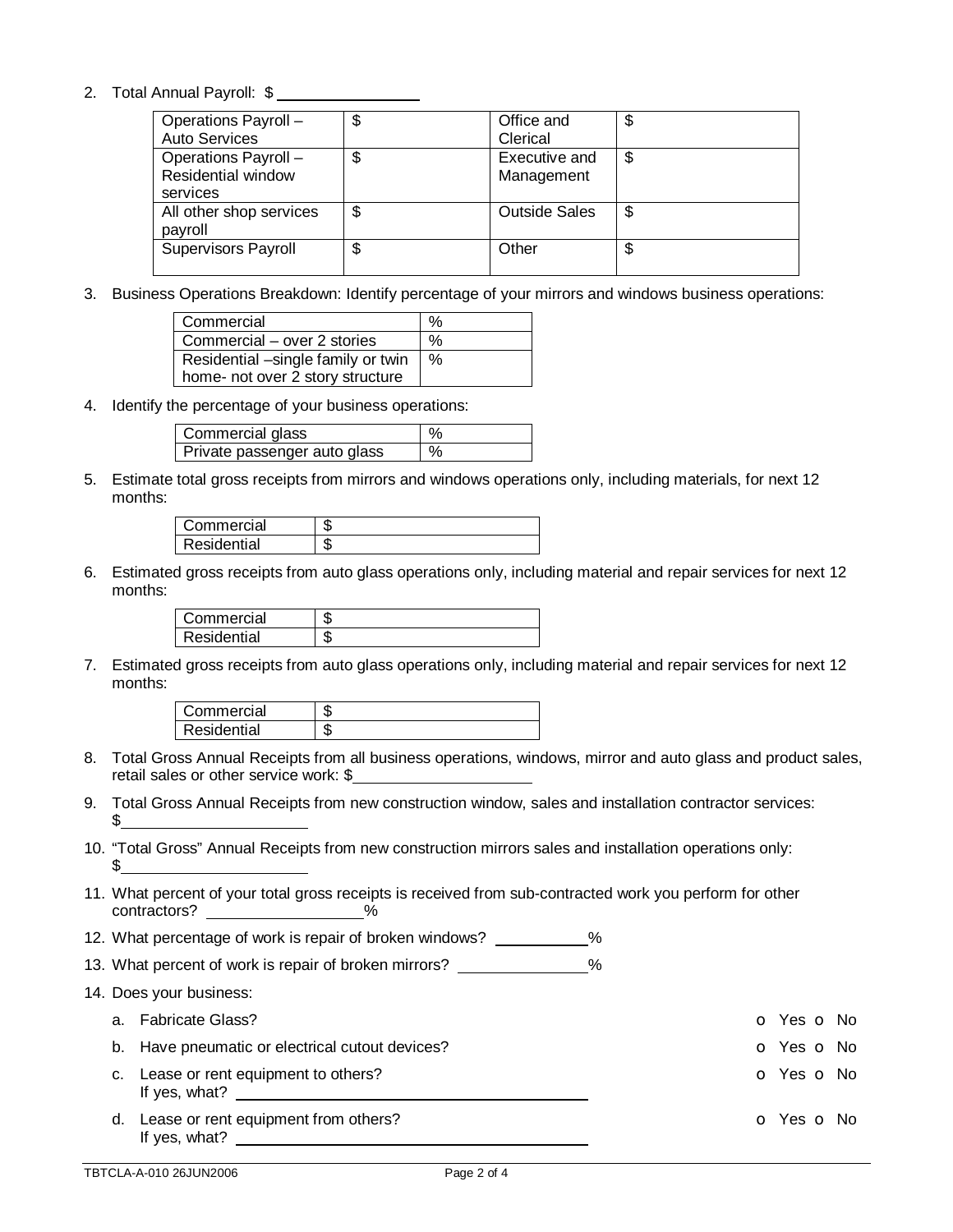2. Total Annual Payroll: $ ________________

| Operations Payroll – Auto Services | $ | Office and Clerical | $ |
|---|---|---|---|
| Operations Payroll – Residential window services | $ | Executive and Management | $ |
| All other shop services payroll | $ | Outside Sales | $ |
| Supervisors Payroll | $ | Other | $ |

3. Business Operations Breakdown: Identify percentage of your mirrors and windows business operations:

| Commercial | % |
|---|---|
| Commercial – over 2 stories | % |
| Residential –single family or twin home- not over 2 story structure | % |

4. Identify the percentage of your business operations:

| Commercial glass | % |
|---|---|
| Private passenger auto glass | % |

5. Estimate total gross receipts from mirrors and windows operations only, including materials, for next 12 months:

| Commercial | $ |
|---|---|
| Residential | $ |

6. Estimated gross receipts from auto glass operations only, including material and repair services for next 12 months:

| Commercial | $ |
|---|---|
| Residential | $ |

7. Estimated gross receipts from auto glass operations only, including material and repair services for next 12 months:

| Commercial | $ |
|---|---|
| Residential | $ |

8. Total Gross Annual Receipts from all business operations, windows, mirror and auto glass and product sales, retail sales or other service work: $ ________________

9. Total Gross Annual Receipts from new construction window, sales and installation contractor services: $ ________________

10. "Total Gross" Annual Receipts from new construction mirrors sales and installation operations only: $ ________________

11. What percent of your total gross receipts is received from sub-contracted work you perform for other contractors? ________________%

12. What percentage of work is repair of broken windows? ___________%

13. What percent of work is repair of broken mirrors? ______________%

14. Does your business:

    a. Fabricate Glass? o Yes o No

    b. Have pneumatic or electrical cutout devices? o Yes o No

    c. Lease or rent equipment to others? o Yes o No
    If yes, what? ________________________________________

    d. Lease or rent equipment from others? o Yes o No
    If yes, what? ________________________________________

TBTCLA-A-010 26JUN2006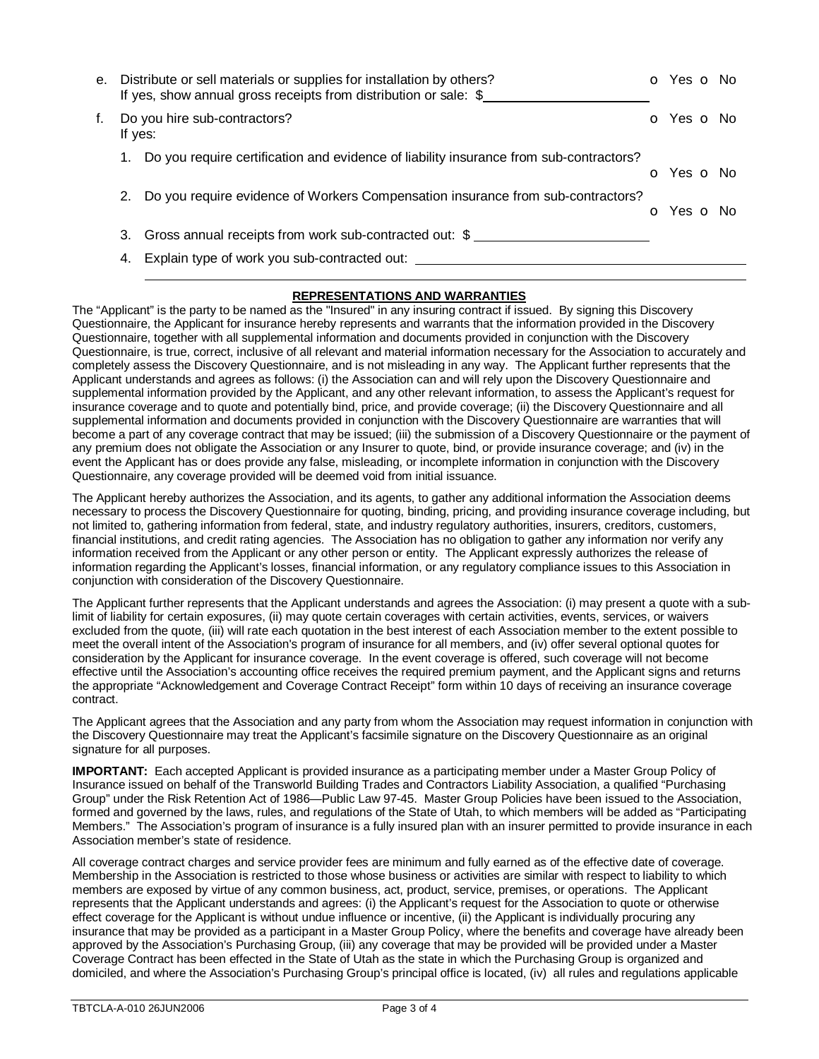e. Distribute or sell materials or supplies for installation by others? o Yes o No
   If yes, show annual gross receipts from distribution or sale: $\_\_\_\_\_\_\_\_\_\_\_\_\_\_\_\_\_\_\_\_

f. Do you hire sub-contractors? o Yes o No
   If yes:

   1. Do you require certification and evidence of liability insurance from sub-contractors? o Yes o No
   2. Do you require evidence of Workers Compensation insurance from sub-contractors? o Yes o No
   3. Gross annual receipts from work sub-contracted out: $\_\_\_\_\_\_\_\_\_\_\_\_\_\_\_\_\_\_\_\_
   4. Explain type of work you sub-contracted out: \_\_\_\_\_\_\_\_\_\_\_\_\_\_\_\_\_\_\_\_\_\_\_\_\_\_\_\_\_\_\_\_\_\_\_\_\_\_\_\_

## REPRESENTATIONS AND WARRANTIES

The "Applicant" is the party to be named as the "Insured" in any insuring contract if issued. By signing this Discovery Questionnaire, the Applicant for insurance hereby represents and warrants that the information provided in the Discovery Questionnaire, together with all supplemental information and documents provided in conjunction with the Discovery Questionnaire, is true, correct, inclusive of all relevant and material information necessary for the Association to accurately and completely assess the Discovery Questionnaire, and is not misleading in any way. The Applicant further represents that the Applicant understands and agrees as follows: (i) the Association can and will rely upon the Discovery Questionnaire and supplemental information provided by the Applicant, and any other relevant information, to assess the Applicant's request for insurance coverage and to quote and potentially bind, price, and provide coverage; (ii) the Discovery Questionnaire and all supplemental information and documents provided in conjunction with the Discovery Questionnaire are warranties that will become a part of any coverage contract that may be issued; (iii) the submission of a Discovery Questionnaire or the payment of any premium does not obligate the Association or any Insurer to quote, bind, or provide insurance coverage; and (iv) in the event the Applicant has or does provide any false, misleading, or incomplete information in conjunction with the Discovery Questionnaire, any coverage provided will be deemed void from initial issuance.

The Applicant hereby authorizes the Association, and its agents, to gather any additional information the Association deems necessary to process the Discovery Questionnaire for quoting, binding, pricing, and providing insurance coverage including, but not limited to, gathering information from federal, state, and industry regulatory authorities, insurers, creditors, customers, financial institutions, and credit rating agencies. The Association has no obligation to gather any information nor verify any information received from the Applicant or any other person or entity. The Applicant expressly authorizes the release of information regarding the Applicant's losses, financial information, or any regulatory compliance issues to this Association in conjunction with consideration of the Discovery Questionnaire.

The Applicant further represents that the Applicant understands and agrees the Association: (i) may present a quote with a sub-limit of liability for certain exposures, (ii) may quote certain coverages with certain activities, events, services, or waivers excluded from the quote, (iii) will rate each quotation in the best interest of each Association member to the extent possible to meet the overall intent of the Association's program of insurance for all members, and (iv) offer several optional quotes for consideration by the Applicant for insurance coverage. In the event coverage is offered, such coverage will not become effective until the Association's accounting office receives the required premium payment, and the Applicant signs and returns the appropriate "Acknowledgement and Coverage Contract Receipt" form within 10 days of receiving an insurance coverage contract.

The Applicant agrees that the Association and any party from whom the Association may request information in conjunction with the Discovery Questionnaire may treat the Applicant's facsimile signature on the Discovery Questionnaire as an original signature for all purposes.

**IMPORTANT:** Each accepted Applicant is provided insurance as a participating member under a Master Group Policy of Insurance issued on behalf of the Transworld Building Trades and Contractors Liability Association, a qualified "Purchasing Group" under the Risk Retention Act of 1986—Public Law 97-45. Master Group Policies have been issued to the Association, formed and governed by the laws, rules, and regulations of the State of Utah, to which members will be added as "Participating Members." The Association's program of insurance is a fully insured plan with an insurer permitted to provide insurance in each Association member's state of residence.

All coverage contract charges and service provider fees are minimum and fully earned as of the effective date of coverage. Membership in the Association is restricted to those whose business or activities are similar with respect to liability to which members are exposed by virtue of any common business, act, product, service, premises, or operations. The Applicant represents that the Applicant understands and agrees: (i) the Applicant's request for the Association to quote or otherwise effect coverage for the Applicant is without undue influence or incentive, (ii) the Applicant is individually procuring any insurance that may be provided as a participant in a Master Group Policy, where the benefits and coverage have already been approved by the Association's Purchasing Group, (iii) any coverage that may be provided will be provided under a Master Coverage Contract has been effected in the State of Utah as the state in which the Purchasing Group is organized and domiciled, and where the Association's Purchasing Group's principal office is located, (iv) all rules and regulations applicable

TBTCLA-A-010 26JUN2006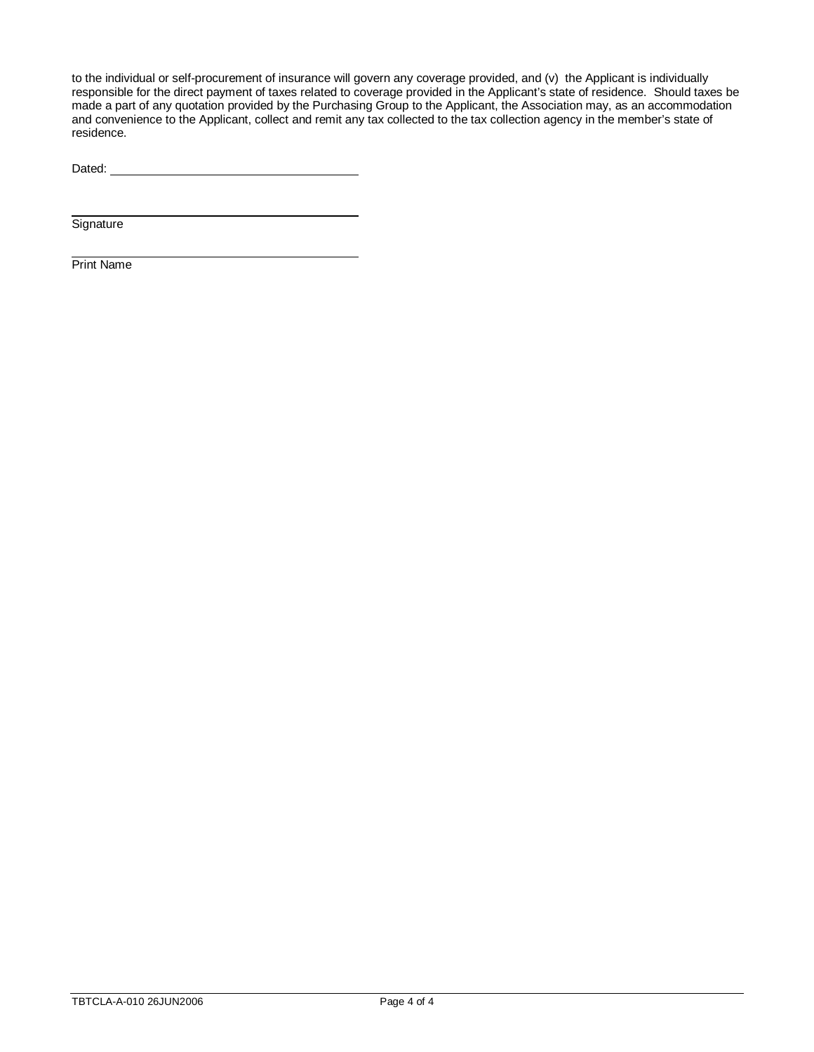to the individual or self-procurement of insurance will govern any coverage provided, and (v) the Applicant is individually responsible for the direct payment of taxes related to coverage provided in the Applicant's state of residence. Should taxes be made a part of any quotation provided by the Purchasing Group to the Applicant, the Association may, as an accommodation and convenience to the Applicant, collect and remit any tax collected to the tax collection agency in the member's state of residence.

Dated: \_\_\_\_\_\_\_\_\_\_\_\_\_\_\_\_\_\_\_\_\_\_\_\_\_\_\_\_\_\_\_\_\_\_

\_\_\_\_\_\_\_\_\_\_\_\_\_\_\_\_\_\_\_\_\_\_\_\_\_\_\_\_\_\_\_\_\_\_\_\_\_\_\_\_

Signature

\_\_\_\_\_\_\_\_\_\_\_\_\_\_\_\_\_\_\_\_\_\_\_\_\_\_\_\_\_\_\_\_\_\_\_\_\_\_\_\_

Print Name

TBTCLA-A-010 26JUN2006